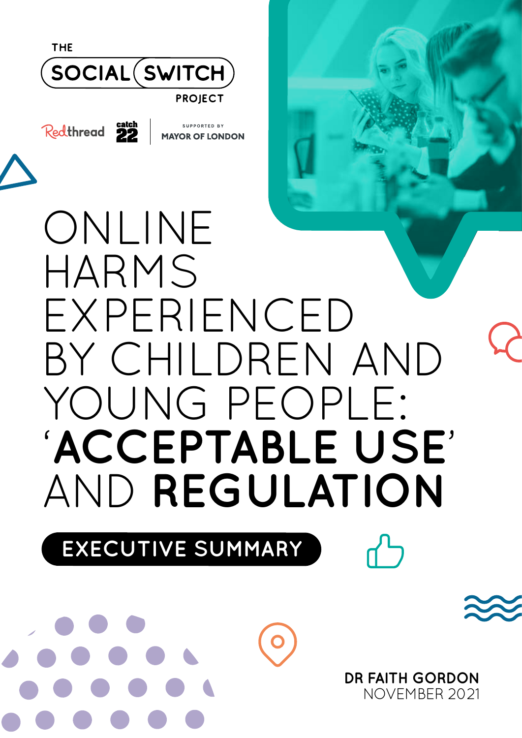THE SOCIAL SWITCH PROJECT

Redthread catch22 | SUPPORTED BY MAYOR OF LONDON

# ONLINE HARMS EXPERIENCED BY CHILDREN AND YOUNG PEOPLE: '**ACCEPTABLE USE**' AND **REGULATION**

## EXECUTIVE SUMMARY

**DR FAITH GORDON**
NOVEMBER 2021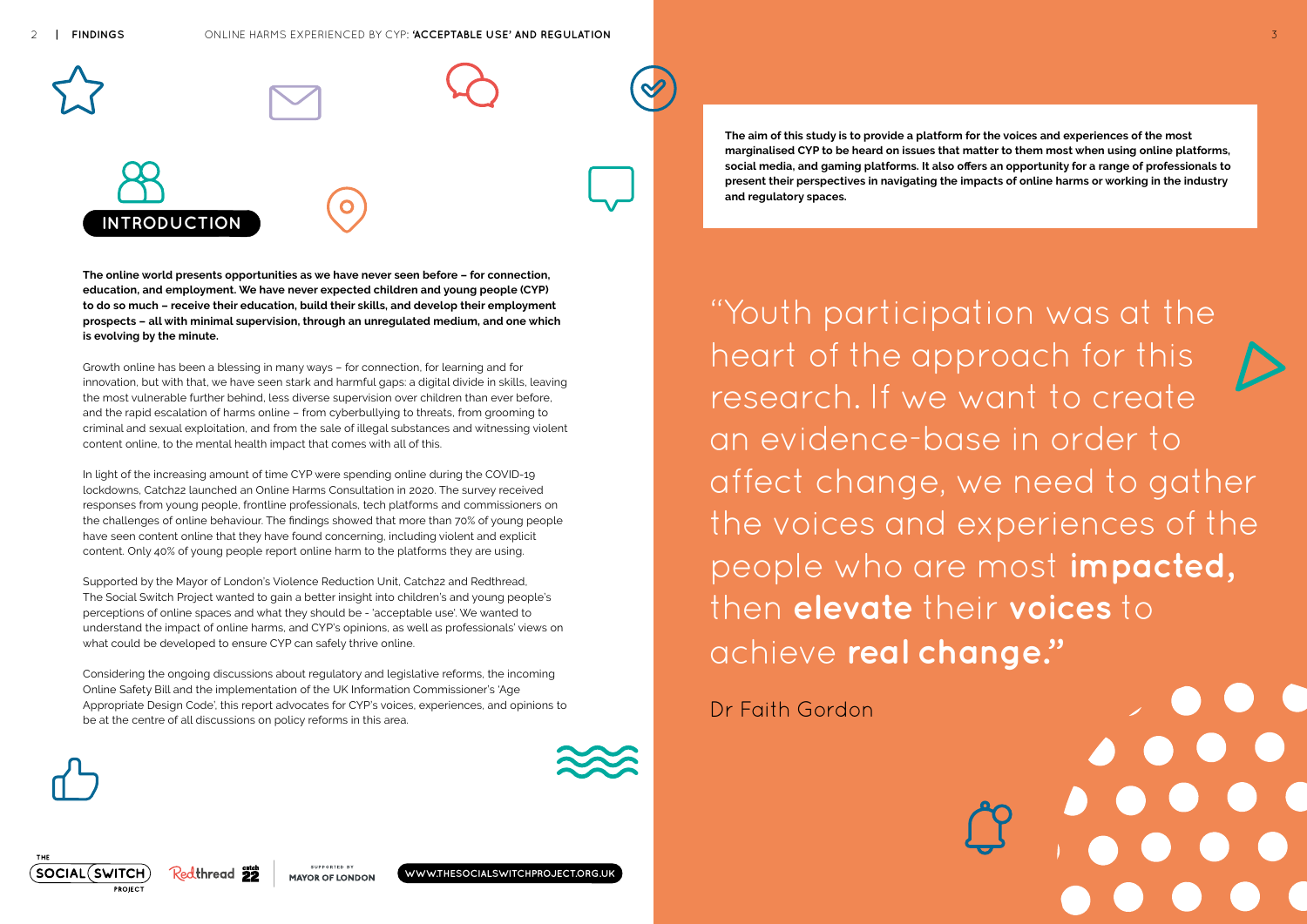# INTRODUCTION

**The online world presents opportunities as we have never seen before – for connection, education, and employment. We have never expected children and young people (CYP) to do so much – receive their education, build their skills, and develop their employment prospects – all with minimal supervision, through an unregulated medium, and one which is evolving by the minute.**

Growth online has been a blessing in many ways – for connection, for learning and for innovation, but with that, we have seen stark and harmful gaps: a digital divide in skills, leaving the most vulnerable further behind, less diverse supervision over children than ever before, and the rapid escalation of harms online – from cyberbullying to threats, from grooming to criminal and sexual exploitation, and from the sale of illegal substances and witnessing violent content online, to the mental health impact that comes with all of this.

In light of the increasing amount of time CYP were spending online during the COVID-19 lockdowns, Catch22 launched an Online Harms Consultation in 2020. The survey received responses from young people, frontline professionals, tech platforms and commissioners on the challenges of online behaviour. The findings showed that more than 70% of young people have seen content online that they have found concerning, including violent and explicit content. Only 40% of young people report online harm to the platforms they are using.

Supported by the Mayor of London's Violence Reduction Unit, Catch22 and Redthread, The Social Switch Project wanted to gain a better insight into children's and young people's perceptions of online spaces and what they should be - 'acceptable use'. We wanted to understand the impact of online harms, and CYP's opinions, as well as professionals' views on what could be developed to ensure CYP can safely thrive online.

Considering the ongoing discussions about regulatory and legislative reforms, the incoming Online Safety Bill and the implementation of the UK Information Commissioner's 'Age Appropriate Design Code', this report advocates for CYP's voices, experiences, and opinions to be at the centre of all discussions on policy reforms in this area.

**The aim of this study is to provide a platform for the voices and experiences of the most marginalised CYP to be heard on issues that matter to them most when using online platforms, social media, and gaming platforms. It also offers an opportunity for a range of professionals to present their perspectives in navigating the impacts of online harms or working in the industry and regulatory spaces.**

"Youth participation was at the heart of the approach for this research. If we want to create an evidence-base in order to affect change, we need to gather the voices and experiences of the people who are most **impacted,** then **elevate** their **voices** to achieve **real change."**

Dr Faith Gordon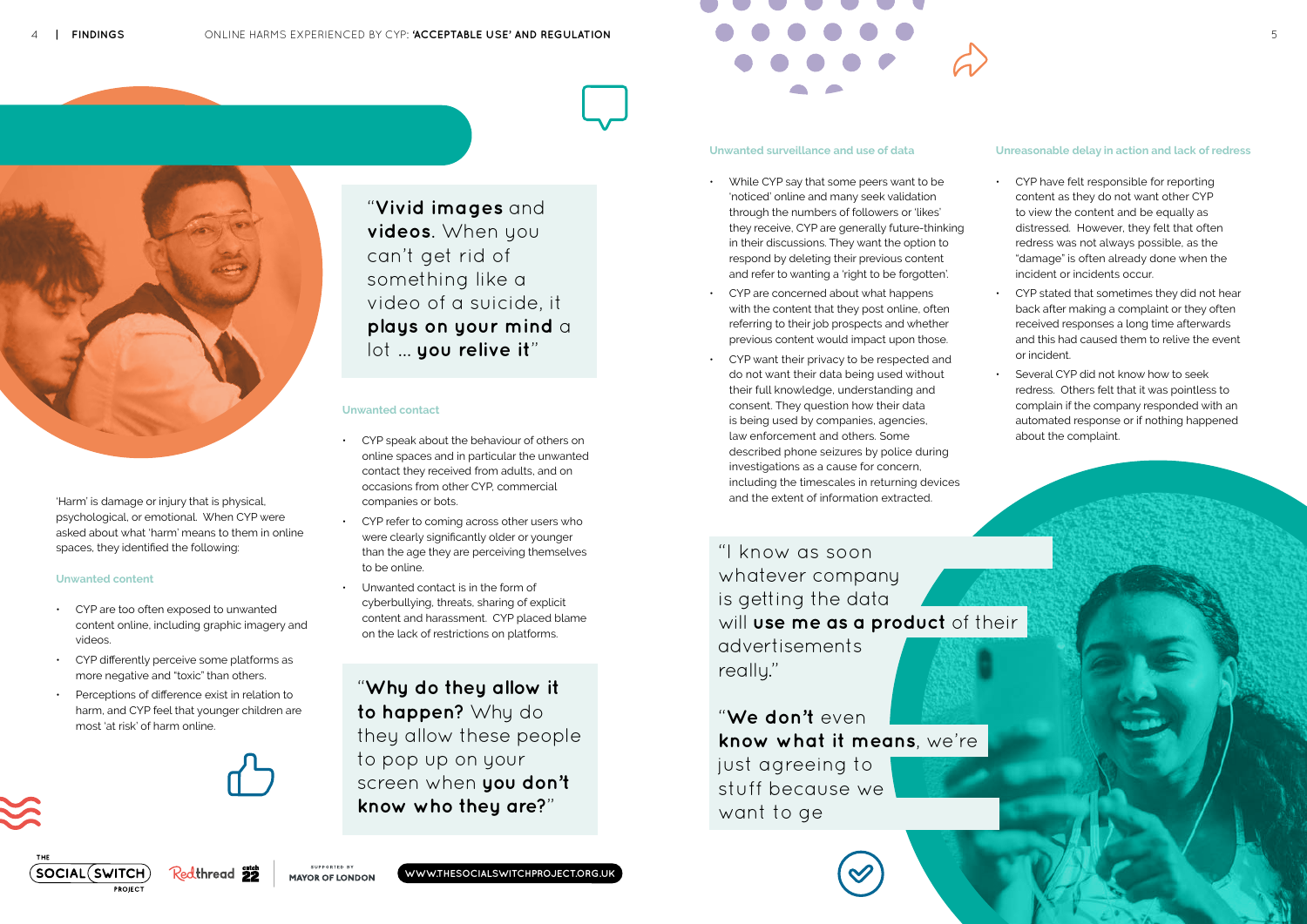'Harm' is damage or injury that is physical, psychological, or emotional. When CYP were asked about what 'harm' means to them in online spaces, they identified the following:

### Unwanted content

- CYP are too often exposed to unwanted content online, including graphic imagery and videos.
- CYP differently perceive some platforms as more negative and "toxic" than others.
- Perceptions of difference exist in relation to harm, and CYP feel that younger children are most 'at risk' of harm online.

> "**Vivid images** and **videos**. When you can't get rid of something like a video of a suicide, it **plays on your mind** a lot … **you relive it**"

### Unwanted contact

- CYP speak about the behaviour of others on online spaces and in particular the unwanted contact they received from adults, and on occasions from other CYP, commercial companies or bots.
- CYP refer to coming across other users who were clearly significantly older or younger than the age they are perceiving themselves to be online.
- Unwanted contact is in the form of cyberbullying, threats, sharing of explicit content and harassment. CYP placed blame on the lack of restrictions on platforms.

> "**Why do they allow it to happen?** Why do they allow these people to pop up on your screen when **you don't know who they are?**"

### Unwanted surveillance and use of data

- While CYP say that some peers want to be 'noticed' online and many seek validation through the numbers of followers or 'likes' they receive, CYP are generally future-thinking in their discussions. They want the option to respond by deleting their previous content and refer to wanting a 'right to be forgotten'.
- CYP are concerned about what happens with the content that they post online, often referring to their job prospects and whether previous content would impact upon those.
- CYP want their privacy to be respected and do not want their data being used without their full knowledge, understanding and consent. They question how their data is being used by companies, agencies, law enforcement and others. Some described phone seizures by police during investigations as a cause for concern, including the timescales in returning devices and the extent of information extracted.

### Unreasonable delay in action and lack of redress

- CYP have felt responsible for reporting content as they do not want other CYP to view the content and be equally as distressed. However, they felt that often redress was not always possible, as the "damage" is often already done when the incident or incidents occur.
- CYP stated that sometimes they did not hear back after making a complaint or they often received responses a long time afterwards and this had caused them to relive the event or incident.
- Several CYP did not know how to seek redress. Others felt that it was pointless to complain if the company responded with an automated response or if nothing happened about the complaint.

> "I know as soon whatever company is getting the data will **use me as a product** of their advertisements really."

> "**We don't** even **know what it means**, we're just agreeing to stuff because we want to ge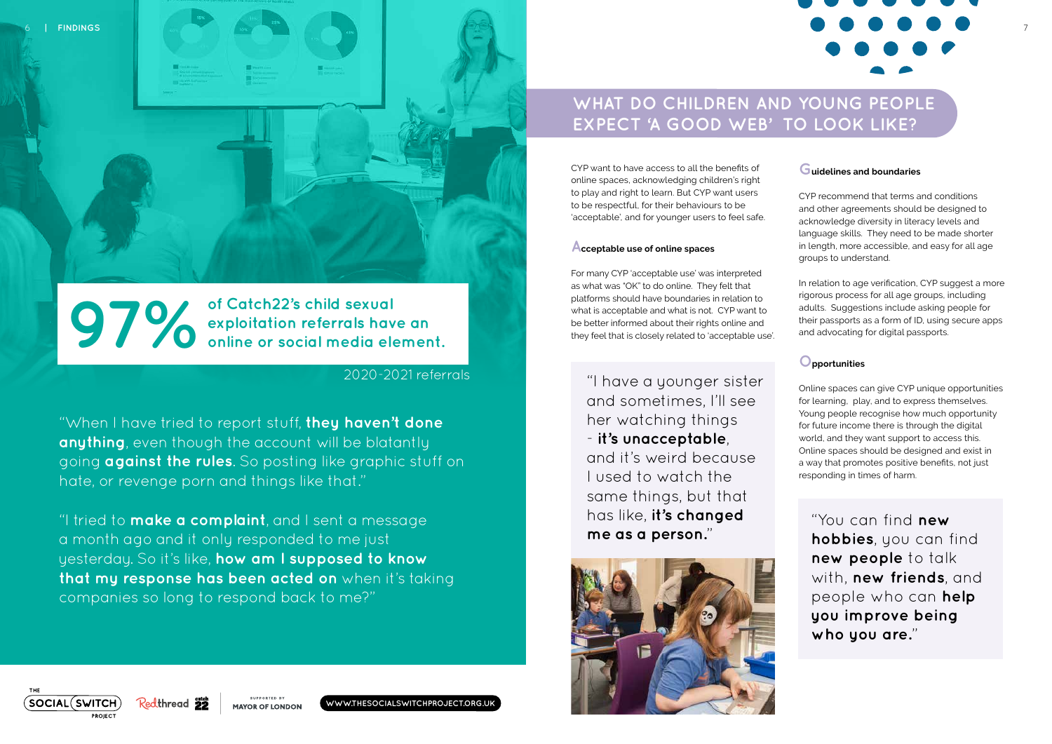**97%** of Catch22's child sexual exploitation referrals have an online or social media element.

2020-2021 referrals

"When I have tried to report stuff, **they haven't done anything**, even though the account will be blatantly going **against the rules**. So posting like graphic stuff on hate, or revenge porn and things like that."

"I tried to **make a complaint**, and I sent a message a month ago and it only responded to me just yesterday. So it's like, **how am I supposed to know that my response has been acted on** when it's taking companies so long to respond back to me?"

## WHAT DO CHILDREN AND YOUNG PEOPLE EXPECT 'A GOOD WEB' TO LOOK LIKE?

CYP want to have access to all the benefits of online spaces, acknowledging children's right to play and right to learn. But CYP want users to be respectful, for their behaviours to be 'acceptable', and for younger users to feel safe.

### Acceptable use of online spaces

For many CYP 'acceptable use' was interpreted as what was "OK" to do online. They felt that platforms should have boundaries in relation to what is acceptable and what is not. CYP want to be better informed about their rights online and they feel that is closely related to 'acceptable use'.

"I have a younger sister and sometimes, I'll see her watching things - **it's unacceptable**, and it's weird because I used to watch the same things, but that has like, **it's changed me as a person.**"

### Guidelines and boundaries

CYP recommend that terms and conditions and other agreements should be designed to acknowledge diversity in literacy levels and language skills. They need to be made shorter in length, more accessible, and easy for all age groups to understand.

In relation to age verification, CYP suggest a more rigorous process for all age groups, including adults. Suggestions include asking people for their passports as a form of ID, using secure apps and advocating for digital passports.

### Opportunities

Online spaces can give CYP unique opportunities for learning, play, and to express themselves. Young people recognise how much opportunity for future income there is through the digital world, and they want support to access this. Online spaces should be designed and exist in a way that promotes positive benefits, not just responding in times of harm.

"You can find **new hobbies**, you can find **new people** to talk with, **new friends**, and people who can **help you improve being who you are.**"

THE SOCIAL SWITCH PROJECT | Redthread | catch22 | SUPPORTED BY MAYOR OF LONDON | WWW.THESOCIALSWITCHPROJECT.ORG.UK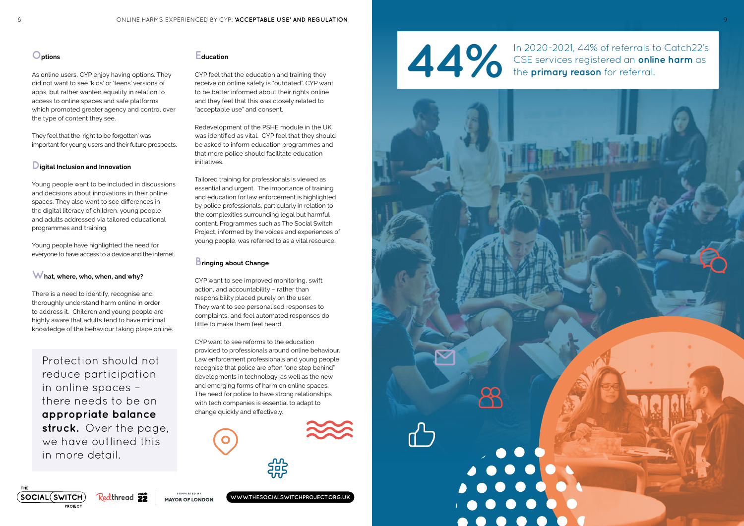## Options

As online users, CYP enjoy having options. They did not want to see 'kids' or 'teens' versions of apps, but rather wanted equality in relation to access to online spaces and safe platforms which promoted greater agency and control over the type of content they see.

They feel that the 'right to be forgotten' was important for young users and their future prospects.

## Digital Inclusion and Innovation

Young people want to be included in discussions and decisions about innovations in their online spaces. They also want to see differences in the digital literacy of children, young people and adults addressed via tailored educational programmes and training.

Young people have highlighted the need for everyone to have access to a device and the internet.

## What, where, who, when, and why?

There is a need to identify, recognise and thoroughly understand harm online in order to address it. Children and young people are highly aware that adults tend to have minimal knowledge of the behaviour taking place online.

> Protection should not reduce participation in online spaces – there needs to be an **appropriate balance struck.** Over the page, we have outlined this in more detail.

## Education

CYP feel that the education and training they receive on online safety is "outdated". CYP want to be better informed about their rights online and they feel that this was closely related to "acceptable use" and consent.

Redevelopment of the PSHE module in the UK was identified as vital. CYP feel that they should be asked to inform education programmes and that more police should facilitate education initiatives.

Tailored training for professionals is viewed as essential and urgent. The importance of training and education for law enforcement is highlighted by police professionals, particularly in relation to the complexities surrounding legal but harmful content. Programmes such as The Social Switch Project, informed by the voices and experiences of young people, was referred to as a vital resource.

## Bringing about Change

CYP want to see improved monitoring, swift action, and accountability – rather than responsibility placed purely on the user. They want to see personalised responses to complaints, and feel automated responses do little to make them feel heard.

CYP want to see reforms to the education provided to professionals around online behaviour. Law enforcement professionals and young people recognise that police are often "one step behind" developments in technology, as well as the new and emerging forms of harm on online spaces. The need for police to have strong relationships with tech companies is essential to adapt to change quickly and effectively.

**44%** In 2020-2021, 44% of referrals to Catch22's CSE services registered an **online harm** as the **primary reason** for referral.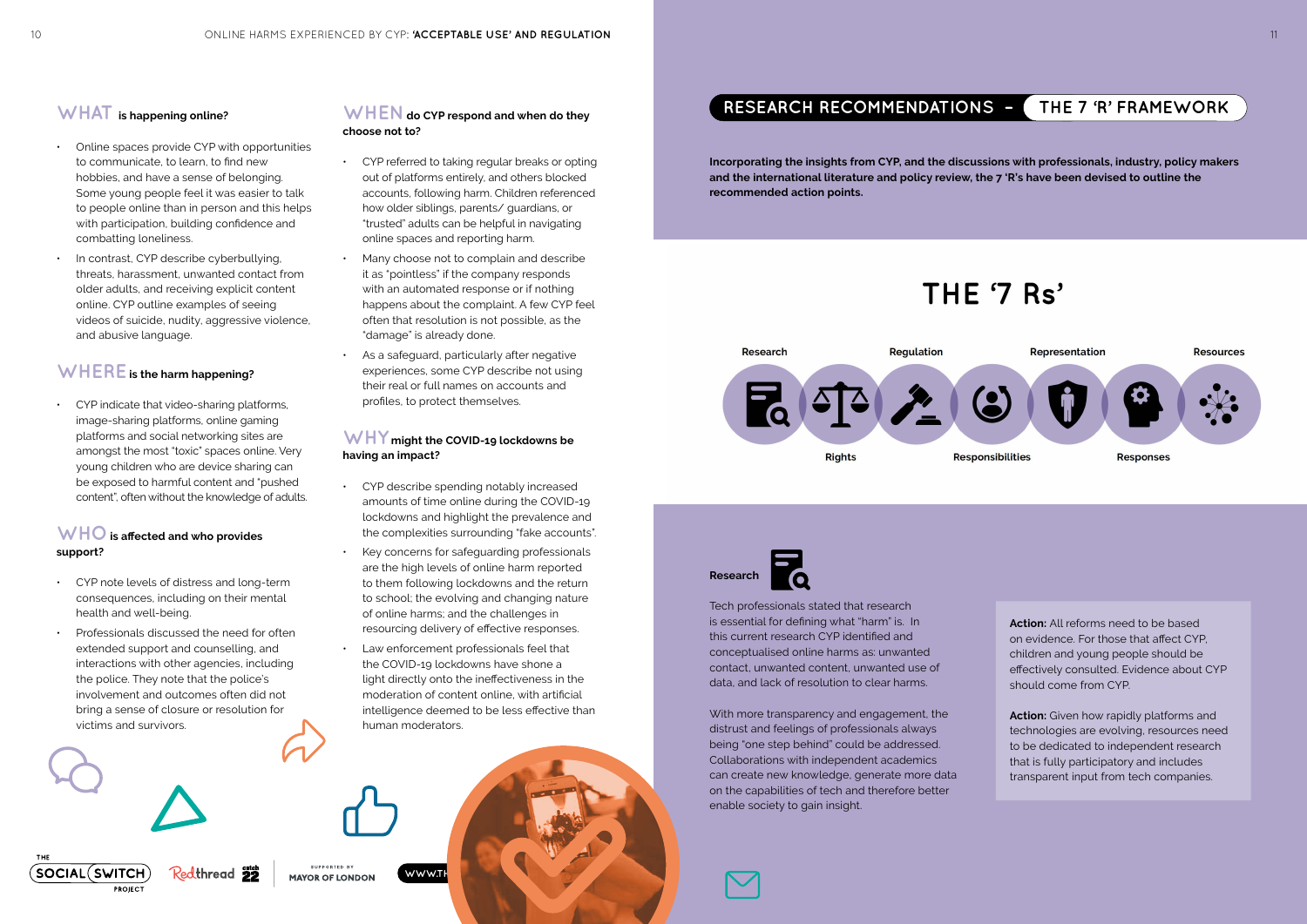## WHAT is happening online?

- Online spaces provide CYP with opportunities to communicate, to learn, to find new hobbies, and have a sense of belonging. Some young people feel it was easier to talk to people online than in person and this helps with participation, building confidence and combatting loneliness.
- In contrast, CYP describe cyberbullying, threats, harassment, unwanted contact from older adults, and receiving explicit content online. CYP outline examples of seeing videos of suicide, nudity, aggressive violence, and abusive language.

## WHERE is the harm happening?

- CYP indicate that video-sharing platforms, image-sharing platforms, online gaming platforms and social networking sites are amongst the most "toxic" spaces online. Very young children who are device sharing can be exposed to harmful content and "pushed content", often without the knowledge of adults.

## WHO is affected and who provides support?

- CYP note levels of distress and long-term consequences, including on their mental health and well-being.
- Professionals discussed the need for often extended support and counselling, and interactions with other agencies, including the police. They note that the police's involvement and outcomes often did not bring a sense of closure or resolution for victims and survivors.

## WHEN do CYP respond and when do they choose not to?

- CYP referred to taking regular breaks or opting out of platforms entirely, and others blocked accounts, following harm. Children referenced how older siblings, parents/ guardians, or "trusted" adults can be helpful in navigating online spaces and reporting harm.
- Many choose not to complain and describe it as "pointless" if the company responds with an automated response or if nothing happens about the complaint. A few CYP feel often that resolution is not possible, as the "damage" is already done.
- As a safeguard, particularly after negative experiences, some CYP describe not using their real or full names on accounts and profiles, to protect themselves.

## WHY might the COVID-19 lockdowns be having an impact?

- CYP describe spending notably increased amounts of time online during the COVID-19 lockdowns and highlight the prevalence and the complexities surrounding "fake accounts".
- Key concerns for safeguarding professionals are the high levels of online harm reported to them following lockdowns and the return to school; the evolving and changing nature of online harms; and the challenges in resourcing delivery of effective responses.
- Law enforcement professionals feel that the COVID-19 lockdowns have shone a light directly onto the ineffectiveness in the moderation of content online, with artificial intelligence deemed to be less effective than human moderators.

## RESEARCH RECOMMENDATIONS – THE 7 'R' FRAMEWORK

**Incorporating the insights from CYP, and the discussions with professionals, industry, policy makers and the international literature and policy review, the 7 'R's have been devised to outline the recommended action points.**

### THE '7 Rs'

Research, Rights, Regulation, Responsibilities, Representation, Responses, Resources

### Research

Tech professionals stated that research is essential for defining what "harm" is. In this current research CYP identified and conceptualised online harms as: unwanted contact, unwanted content, unwanted use of data, and lack of resolution to clear harms.

With more transparency and engagement, the distrust and feelings of professionals always being "one step behind" could be addressed. Collaborations with independent academics can create new knowledge, generate more data on the capabilities of tech and therefore better enable society to gain insight.

**Action:** All reforms need to be based on evidence. For those that affect CYP, children and young people should be effectively consulted. Evidence about CYP should come from CYP.

**Action:** Given how rapidly platforms and technologies are evolving, resources need to be dedicated to independent research that is fully participatory and includes transparent input from tech companies.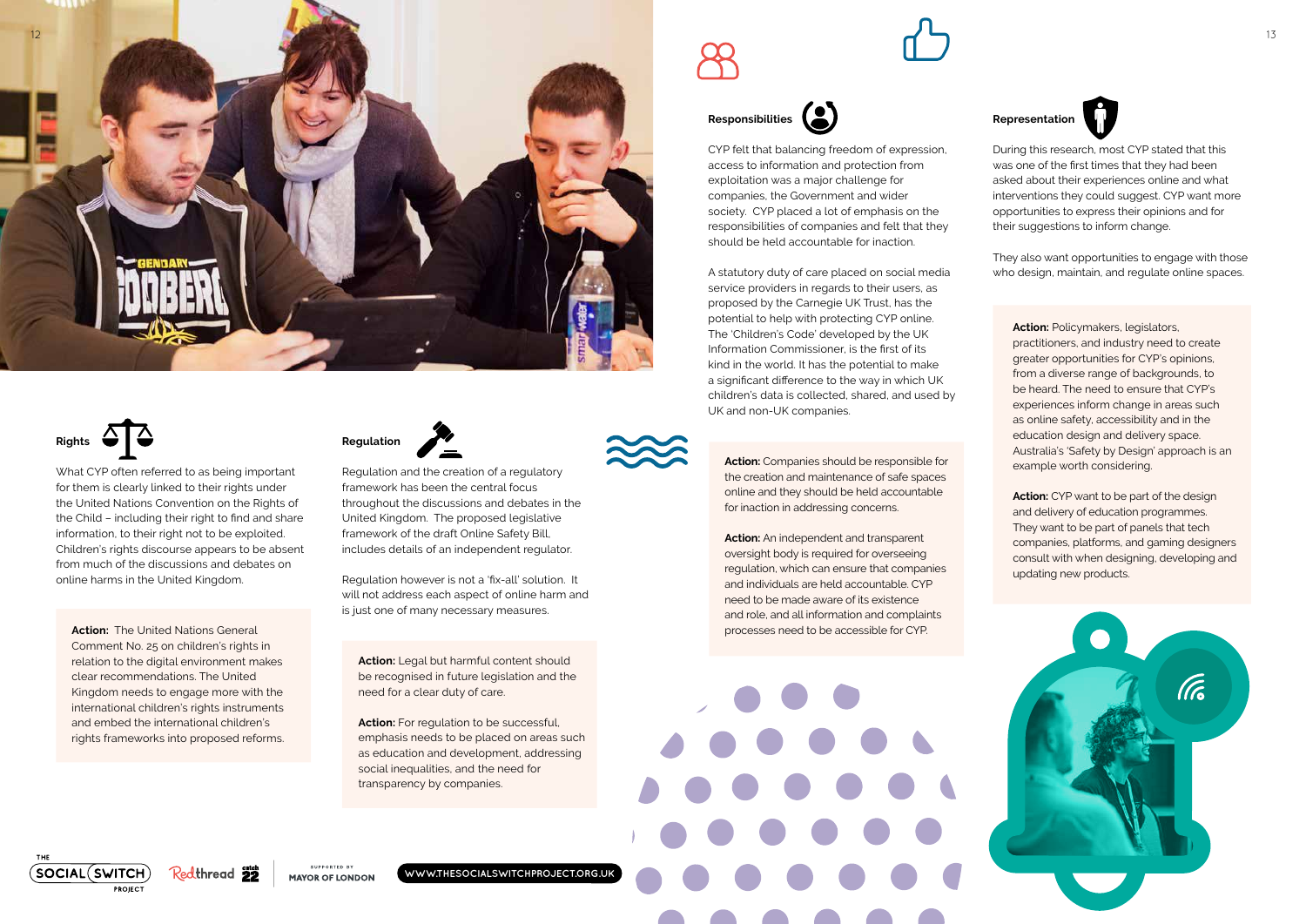## Rights

What CYP often referred to as being important for them is clearly linked to their rights under the United Nations Convention on the Rights of the Child – including their right to find and share information, to their right not to be exploited. Children's rights discourse appears to be absent from much of the discussions and debates on online harms in the United Kingdom.

**Action:** The United Nations General Comment No. 25 on children's rights in relation to the digital environment makes clear recommendations. The United Kingdom needs to engage more with the international children's rights instruments and embed the international children's rights frameworks into proposed reforms.

## Regulation

Regulation and the creation of a regulatory framework has been the central focus throughout the discussions and debates in the United Kingdom. The proposed legislative framework of the draft Online Safety Bill, includes details of an independent regulator.

Regulation however is not a 'fix-all' solution. It will not address each aspect of online harm and is just one of many necessary measures.

**Action:** Legal but harmful content should be recognised in future legislation and the need for a clear duty of care.

**Action:** For regulation to be successful, emphasis needs to be placed on areas such as education and development, addressing social inequalities, and the need for transparency by companies.

## Responsibilities

CYP felt that balancing freedom of expression, access to information and protection from exploitation was a major challenge for companies, the Government and wider society. CYP placed a lot of emphasis on the responsibilities of companies and felt that they should be held accountable for inaction.

A statutory duty of care placed on social media service providers in regards to their users, as proposed by the Carnegie UK Trust, has the potential to help with protecting CYP online. The 'Children's Code' developed by the UK Information Commissioner, is the first of its kind in the world. It has the potential to make a significant difference to the way in which UK children's data is collected, shared, and used by UK and non-UK companies.

**Action:** Companies should be responsible for the creation and maintenance of safe spaces online and they should be held accountable for inaction in addressing concerns.

**Action:** An independent and transparent oversight body is required for overseeing regulation, which can ensure that companies and individuals are held accountable. CYP need to be made aware of its existence and role, and all information and complaints processes need to be accessible for CYP.

## Representation

During this research, most CYP stated that this was one of the first times that they had been asked about their experiences online and what interventions they could suggest. CYP want more opportunities to express their opinions and for their suggestions to inform change.

They also want opportunities to engage with those who design, maintain, and regulate online spaces.

**Action:** Policymakers, legislators, practitioners, and industry need to create greater opportunities for CYP's opinions, from a diverse range of backgrounds, to be heard. The need to ensure that CYP's experiences inform change in areas such as online safety, accessibility and in the education design and delivery space. Australia's 'Safety by Design' approach is an example worth considering.

**Action:** CYP want to be part of the design and delivery of education programmes. They want to be part of panels that tech companies, platforms, and gaming designers consult with when designing, developing and updating new products.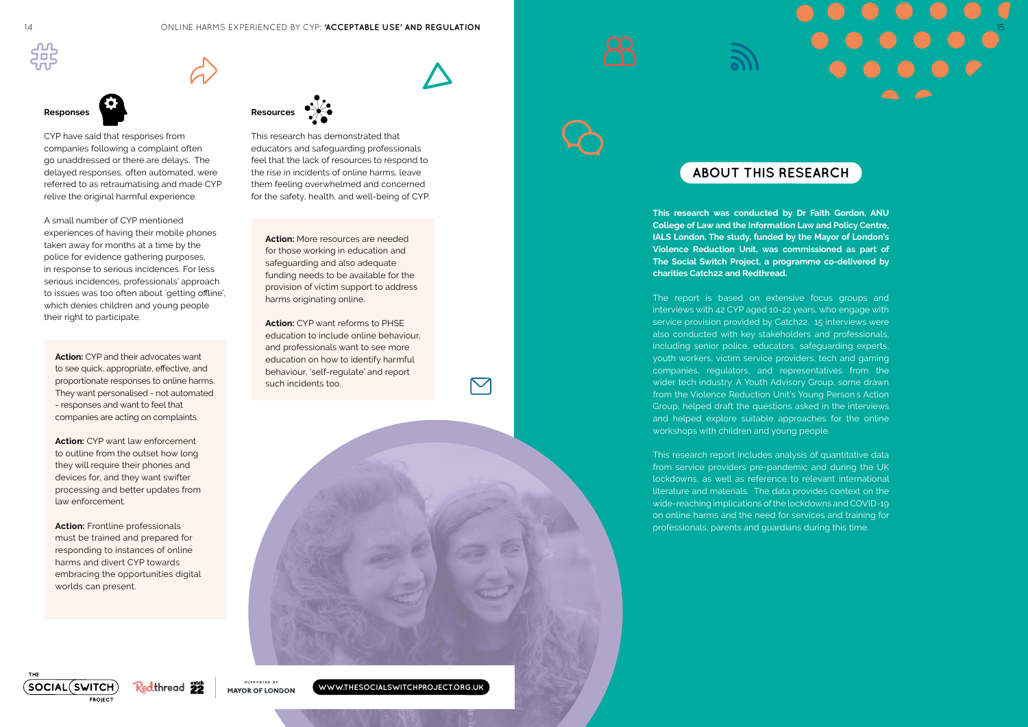### Responses

CYP have said that responses from companies following a complaint often go unaddressed or there are delays. The delayed responses, often automated, were referred to as retraumatising and made CYP relive the original harmful experience.

A small number of CYP mentioned experiences of having their mobile phones taken away for months at a time by the police for evidence gathering purposes, in response to serious incidences. For less serious incidences, professionals' approach to issues was too often about 'getting offline', which denies children and young people their right to participate.

**Action:** CYP and their advocates want to see quick, appropriate, effective, and proportionate responses to online harms. They want personalised - not automated - responses and want to feel that companies are acting on complaints.

**Action:** CYP want law enforcement to outline from the outset how long they will require their phones and devices for, and they want swifter processing and better updates from law enforcement.

**Action:** Frontline professionals must be trained and prepared for responding to instances of online harms and divert CYP towards embracing the opportunities digital worlds can present.

### Resources

This research has demonstrated that educators and safeguarding professionals feel that the lack of resources to respond to the rise in incidents of online harms, leave them feeling overwhelmed and concerned for the safety, health, and well-being of CYP.

**Action:** More resources are needed for those working in education and safeguarding and also adequate funding needs to be available for the provision of victim support to address harms originating online.

**Action:** CYP want reforms to PHSE education to include online behaviour, and professionals want to see more education on how to identify harmful behaviour, 'self-regulate' and report such incidents too.

## ABOUT THIS RESEARCH

**This research was conducted by Dr Faith Gordon, ANU College of Law and the Information Law and Policy Centre, IALS London. The study, funded by the Mayor of London's Violence Reduction Unit, was commissioned as part of The Social Switch Project, a programme co-delivered by charities Catch22 and Redthread.**

The report is based on extensive focus groups and interviews with 42 CYP aged 10-22 years, who engage with service provision provided by Catch22. 15 interviews were also conducted with key stakeholders and professionals, including senior police, educators, safeguarding experts, youth workers, victim service providers, tech and gaming companies, regulators, and representatives from the wider tech industry. A Youth Advisory Group, some drawn from the Violence Reduction Unit's Young Person s Action Group, helped draft the questions asked in the interviews and helped explore suitable approaches for the online workshops with children and young people.

This research report includes analysis of quantitative data from service providers pre-pandemic and during the UK lockdowns, as well as reference to relevant international literature and materials. The data provides context on the wide-reaching implications of the lockdowns and COVID-19 on online harms and the need for services and training for professionals, parents and guardians during this time.

THE SOCIAL SWITCH PROJECT | Redthread | catch 22 | SUPPORTED BY MAYOR OF LONDON | WWW.THESOCIALSWITCHPROJECT.ORG.UK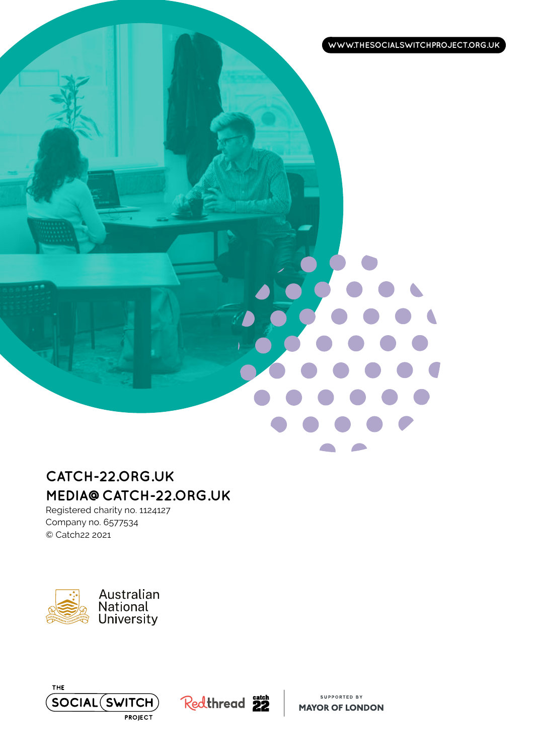WWW.THESOCIALSWITCHPROJECT.ORG.UK

**CATCH-22.ORG.UK**
**MEDIA@ CATCH-22.ORG.UK**

Registered charity no. 1124127
Company no. 6577534
© Catch22 2021

Australian National University

THE SOCIAL SWITCH PROJECT

Redthread

catch 22

SUPPORTED BY
MAYOR OF LONDON